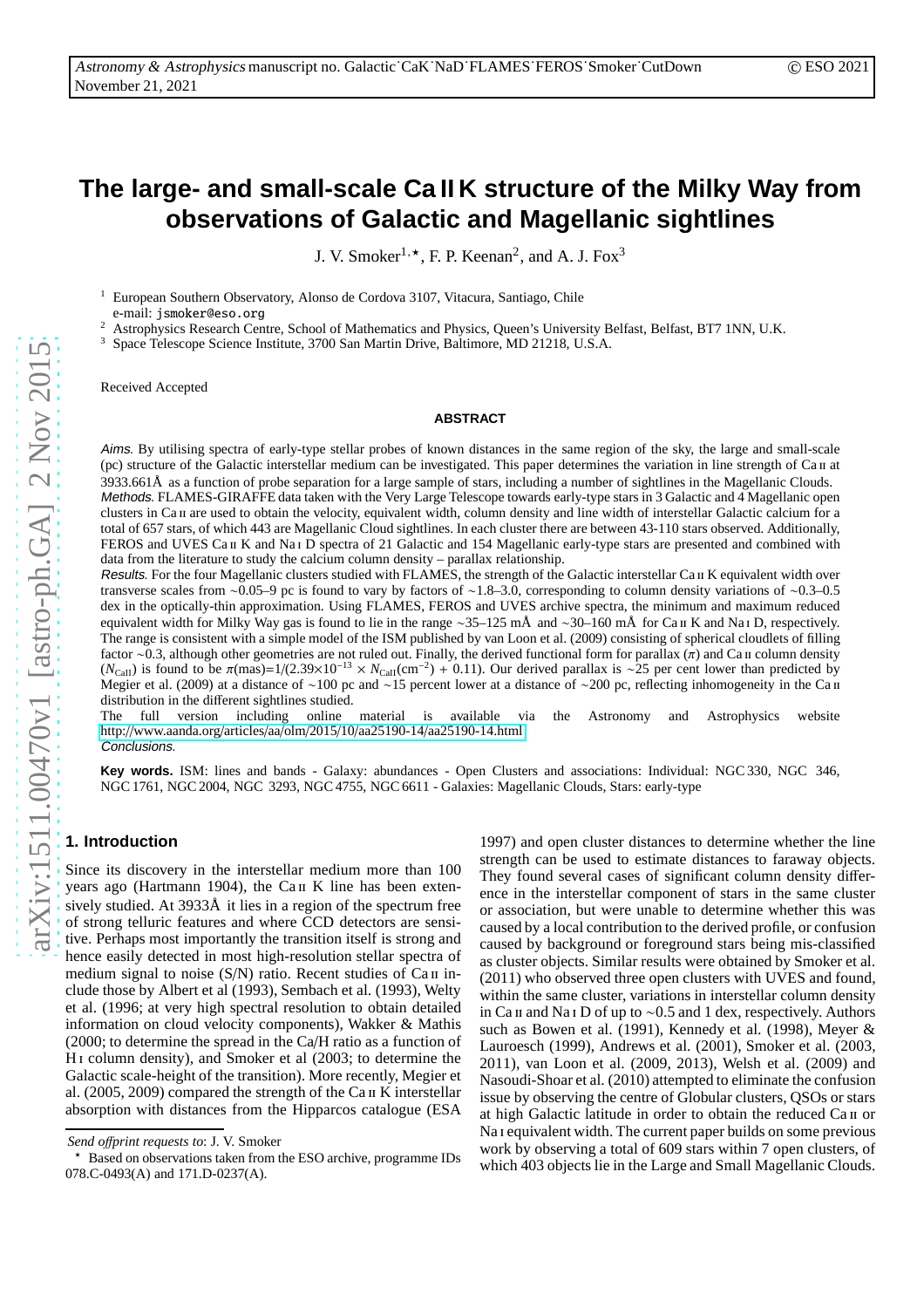# The large- and small-scale Ca II K structure of the Milky Way from observations of Galactic and Magellanic sightlines

J. V. Smoker[1,⋆], F. P. Keenan[2], and A. J. Fox[3]

[1] European Southern Observatory, Alonso de Cordova 3107, Vitacura, Santiago, Chile
e-mail: jsmoker@eso.org

[2] Astrophysics Research Centre, School of Mathematics and Physics, Queen's University Belfast, Belfast, BT7 1NN, U.K.

[3] Space Telescope Science Institute, 3700 San Martin Drive, Baltimore, MD 21218, U.S.A.

Received Accepted

**ABSTRACT**

*Aims.* By utilising spectra of early-type stellar probes of known distances in the same region of the sky, the large and small-scale (pc) structure of the Galactic interstellar medium can be investigated. This paper determines the variation in line strength of Ca II at 3933.661Å as a function of probe separation for a large sample of stars, including a number of sightlines in the Magellanic Clouds.

*Methods.* FLAMES-GIRAFFE data taken with the Very Large Telescope towards early-type stars in 3 Galactic and 4 Magellanic open clusters in Ca II are used to obtain the velocity, equivalent width, column density and line width of interstellar Galactic calcium for a total of 657 stars, of which 443 are Magellanic Cloud sightlines. In each cluster there are between 43-110 stars observed. Additionally, FEROS and UVES Ca II K and Na I D spectra of 21 Galactic and 154 Magellanic early-type stars are presented and combined with data from the literature to study the calcium column density – parallax relationship.

*Results.* For the four Magellanic clusters studied with FLAMES, the strength of the Galactic interstellar Ca II K equivalent width over transverse scales from ∼0.05–9 pc is found to vary by factors of ∼1.8–3.0, corresponding to column density variations of ∼0.3–0.5 dex in the optically-thin approximation. Using FLAMES, FEROS and UVES archive spectra, the minimum and maximum reduced equivalent width for Milky Way gas is found to lie in the range ∼35–125 mÅ and ∼30–160 mÅ for Ca II K and Na I D, respectively. The range is consistent with a simple model of the ISM published by van Loon et al. (2009) consisting of spherical cloudlets of filling factor ∼0.3, although other geometries are not ruled out. Finally, the derived functional form for parallax ($\pi$) and Ca II column density ($N_{\rm CaII}$) is found to be $\pi$(mas)=1/(2.39×10$^{-13}$ × $N_{\rm CaII}$(cm$^{-2}$) + 0.11). Our derived parallax is ∼25 per cent lower than predicted by Megier et al. (2009) at a distance of ∼100 pc and ∼15 percent lower at a distance of ∼200 pc, reflecting inhomogeneity in the Ca II distribution in the different sightlines studied.

The full version including online material is available via the Astronomy and Astrophysics website http://www.aanda.org/articles/aa/olm/2015/10/aa25190-14/aa25190-14.html

*Conclusions.*

**Key words.** ISM: lines and bands - Galaxy: abundances - Open Clusters and associations: Individual: NGC 330, NGC 346, NGC 1761, NGC 2004, NGC 3293, NGC 4755, NGC 6611 - Galaxies: Magellanic Clouds, Stars: early-type

## 1. Introduction

Since its discovery in the interstellar medium more than 100 years ago (Hartmann 1904), the Ca II K line has been extensively studied. At 3933Å it lies in a region of the spectrum free of strong telluric features and where CCD detectors are sensitive. Perhaps most importantly the transition itself is strong and hence easily detected in most high-resolution stellar spectra of medium signal to noise (S/N) ratio. Recent studies of Ca II include those by Albert et al (1993), Sembach et al. (1993), Welty et al. (1996; at very high spectral resolution to obtain detailed information on cloud velocity components), Wakker & Mathis (2000; to determine the spread in the Ca/H ratio as a function of H I column density), and Smoker et al (2003; to determine the Galactic scale-height of the transition). More recently, Megier et al. (2005, 2009) compared the strength of the Ca II K interstellar absorption with distances from the Hipparcos catalogue (ESA 1997) and open cluster distances to determine whether the line strength can be used to estimate distances to faraway objects. They found several cases of significant column density difference in the interstellar component of stars in the same cluster or association, but were unable to determine whether this was caused by a local contribution to the derived profile, or confusion caused by background or foreground stars being mis-classified as cluster objects. Similar results were obtained by Smoker et al. (2011) who observed three open clusters with UVES and found, within the same cluster, variations in interstellar column density in Ca II and Na I D of up to ∼0.5 and 1 dex, respectively. Authors such as Bowen et al. (1991), Kennedy et al. (1998), Meyer & Lauroesch (1999), Andrews et al. (2001), Smoker et al. (2003, 2011), van Loon et al. (2009, 2013), Welsh et al. (2009) and Nasoudi-Shoar et al. (2010) attempted to eliminate the confusion issue by observing the centre of Globular clusters, QSOs or stars at high Galactic latitude in order to obtain the reduced Ca II or Na I equivalent width. The current paper builds on some previous work by observing a total of 609 stars within 7 open clusters, of which 403 objects lie in the Large and Small Magellanic Clouds.

*Send offprint requests to*: J. V. Smoker

⋆ Based on observations taken from the ESO archive, programme IDs 078.C-0493(A) and 171.D-0237(A).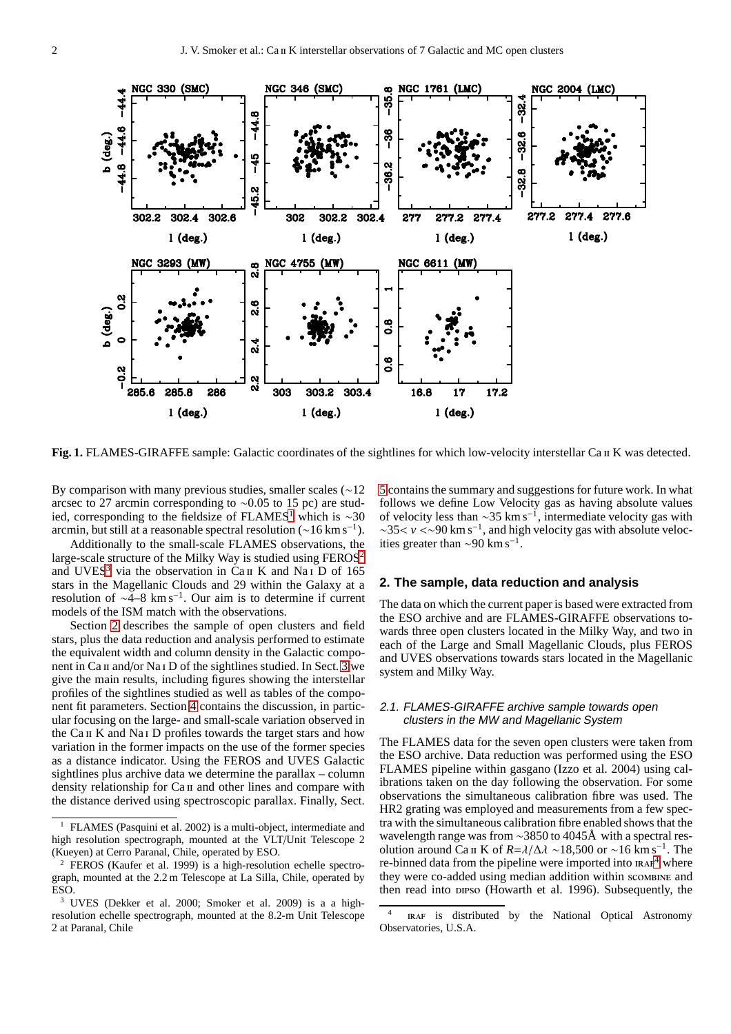**Fig. 1.** FLAMES-GIRAFFE sample: Galactic coordinates of the sightlines for which low-velocity interstellar Ca II K was detected.

By comparison with many previous studies, smaller scales (∼12 arcsec to 27 arcmin corresponding to ∼0.05 to 15 pc) are studied, corresponding to the fieldsize of FLAMES[1] which is ∼30 arcmin, but still at a reasonable spectral resolution (∼16 km s$^{-1}$).

Additionally to the small-scale FLAMES observations, the large-scale structure of the Milky Way is studied using FEROS[2] and UVES[3] via the observation in Ca II K and Na I D of 165 stars in the Magellanic Clouds and 29 within the Galaxy at a resolution of ∼4–8 km s$^{-1}$. Our aim is to determine if current models of the ISM match with the observations.

Section 2 describes the sample of open clusters and field stars, plus the data reduction and analysis performed to estimate the equivalent width and column density in the Galactic component in Ca II and/or Na I D of the sightlines studied. In Sect. 3 we give the main results, including figures showing the interstellar profiles of the sightlines studied as well as tables of the component fit parameters. Section 4 contains the discussion, in particular focusing on the large- and small-scale variation observed in the Ca II K and Na I D profiles towards the target stars and how variation in the former impacts on the use of the former species as a distance indicator. Using the FEROS and UVES Galactic sightlines plus archive data we determine the parallax – column density relationship for Ca II and other lines and compare with the distance derived using spectroscopic parallax. Finally, Sect. 5 contains the summary and suggestions for future work. In what follows we define Low Velocity gas as having absolute values of velocity less than ∼35 km s$^{-1}$, intermediate velocity gas with ∼35< $v$ <∼90 km s$^{-1}$, and high velocity gas with absolute velocities greater than ∼90 km s$^{-1}$.

## 2. The sample, data reduction and analysis

The data on which the current paper is based were extracted from the ESO archive and are FLAMES-GIRAFFE observations towards three open clusters located in the Milky Way, and two in each of the Large and Small Magellanic Clouds, plus FEROS and UVES observations towards stars located in the Magellanic system and Milky Way.

### 2.1. FLAMES-GIRAFFE archive sample towards open clusters in the MW and Magellanic System

The FLAMES data for the seven open clusters were taken from the ESO archive. Data reduction was performed using the ESO FLAMES pipeline within gasgano (Izzo et al. 2004) using calibrations taken on the day following the observation. For some observations the simultaneous calibration fibre was used. The HR2 grating was employed and measurements from a few spectra with the simultaneous calibration fibre enabled shows that the wavelength range was from ∼3850 to 4045Å with a spectral resolution around Ca II K of $R$=$\lambda/\Delta\lambda$ ∼18,500 or ∼16 km s$^{-1}$. The re-binned data from the pipeline were imported into IRAF[4] where they were co-added using median addition within SCOMBINE and then read into DIPSO (Howarth et al. 1996). Subsequently, the

[1] FLAMES (Pasquini et al. 2002) is a multi-object, intermediate and high resolution spectrograph, mounted at the VLT/Unit Telescope 2 (Kueyen) at Cerro Paranal, Chile, operated by ESO.

[2] FEROS (Kaufer et al. 1999) is a high-resolution echelle spectrograph, mounted at the 2.2 m Telescope at La Silla, Chile, operated by ESO.

[3] UVES (Dekker et al. 2000; Smoker et al. 2009) is a a high-resolution echelle spectrograph, mounted at the 8.2-m Unit Telescope 2 at Paranal, Chile

[4] IRAF is distributed by the National Optical Astronomy Observatories, U.S.A.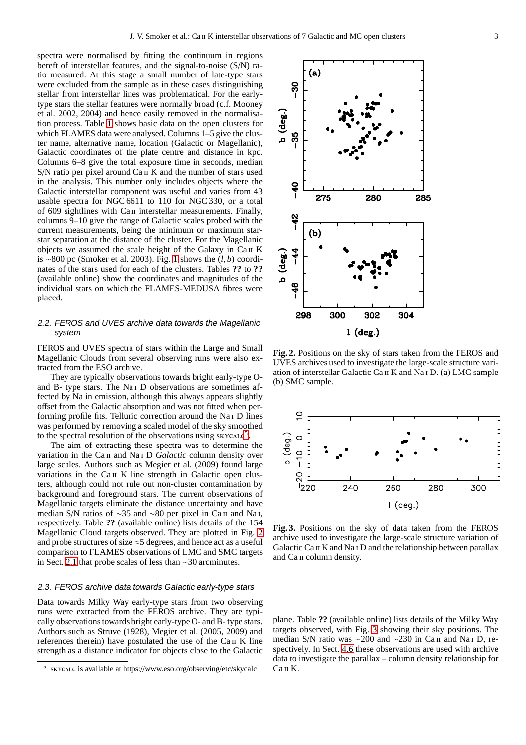spectra were normalised by fitting the continuum in regions bereft of interstellar features, and the signal-to-noise (S/N) ratio measured. At this stage a small number of late-type stars were excluded from the sample as in these cases distinguishing stellar from interstellar lines was problematical. For the early-type stars the stellar features were normally broad (c.f. Mooney et al. 2002, 2004) and hence easily removed in the normalisation process. Table 1 shows basic data on the open clusters for which FLAMES data were analysed. Columns 1–5 give the cluster name, alternative name, location (Galactic or Magellanic), Galactic coordinates of the plate centre and distance in kpc. Columns 6–8 give the total exposure time in seconds, median S/N ratio per pixel around Ca II K and the number of stars used in the analysis. This number only includes objects where the Galactic interstellar component was useful and varies from 43 usable spectra for NGC 6611 to 110 for NGC 330, or a total of 609 sightlines with Ca II interstellar measurements. Finally, columns 9–10 give the range of Galactic scales probed with the current measurements, being the minimum or maximum star-star separation at the distance of the cluster. For the Magellanic objects we assumed the scale height of the Galaxy in Ca II K is ∼800 pc (Smoker et al. 2003). Fig. 1 shows the ($l$, $b$) coordinates of the stars used for each of the clusters. Tables **??** to **??** (available online) show the coordinates and magnitudes of the individual stars on which the FLAMES-MEDUSA fibres were placed.

### 2.2. FEROS and UVES archive data towards the Magellanic system

FEROS and UVES spectra of stars within the Large and Small Magellanic Clouds from several observing runs were also extracted from the ESO archive.

They are typically observations towards bright early-type O- and B- type stars. The Na I D observations are sometimes affected by Na in emission, although this always appears slightly offset from the Galactic absorption and was not fitted when performing profile fits. Telluric correction around the Na I D lines was performed by removing a scaled model of the sky smoothed to the spectral resolution of the observations using SKYCALC[5].

The aim of extracting these spectra was to determine the variation in the Ca II and Na I D *Galactic* column density over large scales. Authors such as Megier et al. (2009) found large variations in the Ca II line strength in Galactic open clusters, although could not rule out non-cluster contamination by background and foreground stars. The current observations of Magellanic targets eliminate the distance uncertainty and have median S/N ratios of ∼35 and ∼80 per pixel in Ca II and Na I, respectively. Table **??** (available online) lists details of the 154 Magellanic Cloud targets observed. They are plotted in Fig. 2 and probe structures of size ≈5 degrees, and hence act as a useful comparison to FLAMES observations of LMC and SMC targets in Sect. 2.1 that probe scales of less than ∼30 arcminutes.

**Fig. 2.** Positions on the sky of stars taken from the FEROS and UVES archives used to investigate the large-scale structure variation of interstellar Galactic Ca II K and Na I D. (a) LMC sample (b) SMC sample.

**Fig. 3.** Positions on the sky of data taken from the FEROS archive used to investigate the large-scale structure variation of Galactic Ca II K and Na I D and the relationship between parallax and Ca II column density.

### 2.3. FEROS archive data towards Galactic early-type stars

Data towards Milky Way early-type stars from two observing runs were extracted from the FEROS archive. They are typically observations towards bright early-type O- and B- type stars. Authors such as Struve (1928), Megier et al. (2005, 2009) and references therein) have postulated the use of the Ca II K line strength as a distance indicator for objects close to the Galactic plane. Table **??** (available online) lists details of the Milky Way targets observed, with Fig. 3 showing their sky positions. The median S/N ratio was ∼200 and ∼230 in Ca II and Na I D, respectively. In Sect. 4.6 these observations are used with archive data to investigate the parallax – column density relationship for Ca II K.

[5] SKYCALC is available at https://www.eso.org/observing/etc/skycalc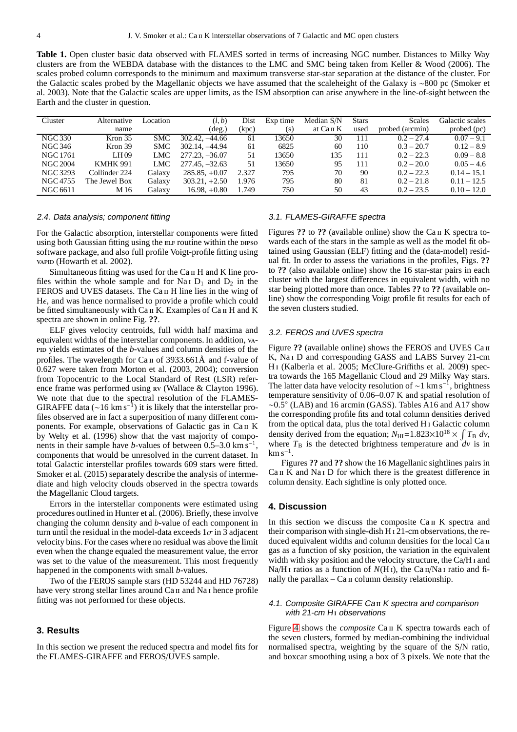**Table 1.** Open cluster basic data observed with FLAMES sorted in terms of increasing NGC number. Distances to Milky Way clusters are from the WEBDA database with the distances to the LMC and SMC being taken from Keller & Wood (2006). The scales probed column corresponds to the minimum and maximum transverse star-star separation at the distance of the cluster. For the Galactic scales probed by the Magellanic objects we have assumed that the scaleheight of the Galaxy is ∼800 pc (Smoker et al. 2003). Note that the Galactic scales are upper limits, as the ISM absorption can arise anywhere in the line-of-sight between the Earth and the cluster in question.

| Cluster | Alternative name | Location | $(l, b)$ (deg.) | Dist (kpc) | Exp time (s) | Median S/N at Ca II K | Stars used | Scales probed (arcmin) | Galactic scales probed (pc) |
|---|---|---|---|---|---|---|---|---|---|
| NGC 330 | Kron 35 | SMC | 302.42, −44.66 | 61 | 13650 | 30 | 111 | 0.2 – 27.4 | 0.07 – 9.1 |
| NGC 346 | Kron 39 | SMC | 302.14, −44.94 | 61 | 6825 | 60 | 110 | 0.3 – 20.7 | 0.12 – 8.9 |
| NGC 1761 | LH 09 | LMC | 277.23, −36.07 | 51 | 13650 | 135 | 111 | 0.2 – 22.3 | 0.09 – 8.8 |
| NGC 2004 | KMHK 991 | LMC | 277.45, −32.63 | 51 | 13650 | 95 | 111 | 0.2 – 20.0 | 0.05 – 4.6 |
| NGC 3293 | Collinder 224 | Galaxy | 285.85, +0.07 | 2.327 | 795 | 70 | 90 | 0.2 – 22.3 | 0.14 – 15.1 |
| NGC 4755 | The Jewel Box | Galaxy | 303.21, +2.50 | 1.976 | 795 | 80 | 81 | 0.2 – 21.8 | 0.11 – 12.5 |
| NGC 6611 | M 16 | Galaxy | 16.98, +0.80 | 1.749 | 750 | 50 | 43 | 0.2 – 23.5 | 0.10 – 12.0 |

### 2.4. Data analysis; component fitting

For the Galactic absorption, interstellar components were fitted using both Gaussian fitting using the ELF routine within the DIPSO software package, and also full profile Voigt-profile fitting using VAPID (Howarth et al. 2002).

Simultaneous fitting was used for the Ca II H and K line profiles within the whole sample and for Na I $D_1$ and $D_2$ in the FEROS and UVES datasets. The Ca II H line lies in the wing of $H\epsilon$, and was hence normalised to provide a profile which could be fitted simultaneously with Ca II K. Examples of Ca II H and K spectra are shown in online Fig. **??**.

ELF gives velocity centroids, full width half maxima and equivalent widths of the interstellar components. In addition, VAPID yields estimates of the *b*-values and column densities of the profiles. The wavelength for Ca II of 3933.661Å and f-value of 0.627 were taken from Morton et al. (2003, 2004); conversion from Topocentric to the Local Standard of Rest (LSR) reference frame was performed using RV (Wallace & Clayton 1996). We note that due to the spectral resolution of the FLAMES-GIRAFFE data (∼16 km s$^{-1}$) it is likely that the interstellar profiles observed are in fact a superposition of many different components. For example, observations of Galactic gas in Ca II K by Welty et al. (1996) show that the vast majority of components in their sample have *b*-values of between 0.5–3.0 km s$^{-1}$, components that would be unresolved in the current dataset. In total Galactic interstellar profiles towards 609 stars were fitted. Smoker et al. (2015) separately describe the analysis of intermediate and high velocity clouds observed in the spectra towards the Magellanic Cloud targets.

Errors in the interstellar components were estimated using procedures outlined in Hunter et al. (2006). Briefly, these involve changing the column density and *b*-value of each component in turn until the residual in the model-data exceeds 1$\sigma$ in 3 adjacent velocity bins. For the cases where no residual was above the limit even when the change equaled the measurement value, the error was set to the value of the measurement. This most frequently happened in the components with small *b*-values.

Two of the FEROS sample stars (HD 53244 and HD 76728) have very strong stellar lines around Ca II and Na I hence profile fitting was not performed for these objects.

## 3. Results

In this section we present the reduced spectra and model fits for the FLAMES-GIRAFFE and FEROS/UVES sample.

### 3.1. FLAMES-GIRAFFE spectra

Figures **??** to **??** (available online) show the Ca II K spectra towards each of the stars in the sample as well as the model fit obtained using Gaussian (ELF) fitting and the (data-model) residual fit. In order to assess the variations in the profiles, Figs. **??** to **??** (also available online) show the 16 star-star pairs in each cluster with the largest differences in equivalent width, with no star being plotted more than once. Tables **??** to **??** (available online) show the corresponding Voigt profile fit results for each of the seven clusters studied.

### 3.2. FEROS and UVES spectra

Figure **??** (available online) shows the FEROS and UVES Ca II K, Na I D and corresponding GASS and LABS Survey 21-cm H I (Kalberla et al. 2005; McClure-Griffiths et al. 2009) spectra towards the 165 Magellanic Cloud and 29 Milky Way stars. The latter data have velocity resolution of ∼1 km s$^{-1}$, brightness temperature sensitivity of 0.06–0.07 K and spatial resolution of ∼0.5° (LAB) and 16 arcmin (GASS). Tables A16 and A17 show the corresponding profile fits and total column densities derived from the optical data, plus the total derived H I Galactic column density derived from the equation; $N_{\rm HI}$=$1.823\times10^{18} \times \int T_{\rm B}\ dv$, where $T_{\rm B}$ is the detected brightness temperature and $dv$ is in km s$^{-1}$.

Figures **??** and **??** show the 16 Magellanic sightlines pairs in Ca II K and Na I D for which there is the greatest difference in column density. Each sightline is only plotted once.

## 4. Discussion

In this section we discuss the composite Ca II K spectra and their comparison with single-dish H I 21-cm observations, the reduced equivalent widths and column densities for the local Ca II gas as a function of sky position, the variation in the equivalent width with sky position and the velocity structure, the Ca/H I and Na/H I ratios as a function of $N$(H I), the Ca II/Na I ratio and finally the parallax – Ca II column density relationship.

### 4.1. Composite GIRAFFE Ca II K spectra and comparison with 21-cm H I observations

Figure 4 shows the *composite* Ca II K spectra towards each of the seven clusters, formed by median-combining the individual normalised spectra, weighting by the square of the S/N ratio, and boxcar smoothing using a box of 3 pixels. We note that the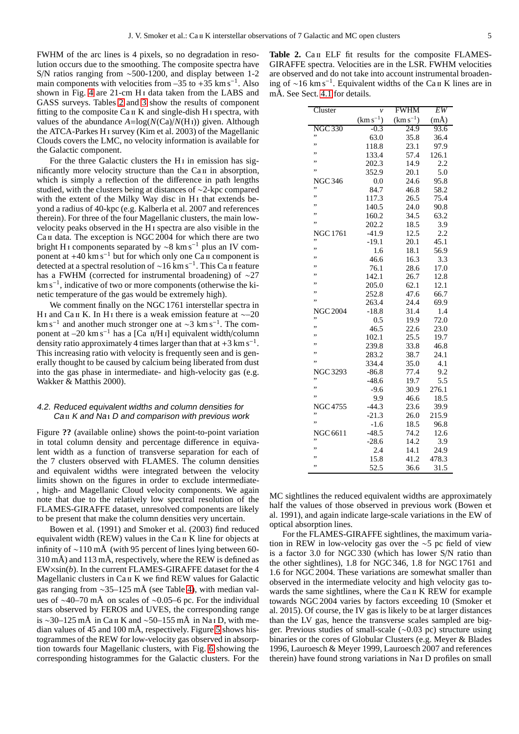FWHM of the arc lines is 4 pixels, so no degradation in resolution occurs due to the smoothing. The composite spectra have S/N ratios ranging from ∼500-1200, and display between 1-2 main components with velocities from –35 to +35 km s$^{-1}$. Also shown in Fig. 4 are 21-cm H I data taken from the LABS and GASS surveys. Tables 2 and 3 show the results of component fitting to the composite Ca II K and single-dish H I spectra, with values of the abundance $A$=log($N$(Ca)/$N$(H I)) given. Although the ATCA-Parkes H I survey (Kim et al. 2003) of the Magellanic Clouds covers the LMC, no velocity information is available for the Galactic component.

For the three Galactic clusters the H I in emission has significantly more velocity structure than the Ca II in absorption, which is simply a reflection of the difference in path lengths studied, with the clusters being at distances of ∼2-kpc compared with the extent of the Milky Way disc in H I that extends beyond a radius of 40-kpc (e.g. Kalberla et al. 2007 and references therein). For three of the four Magellanic clusters, the main low-velocity peaks observed in the H I spectra are also visible in the Ca II data. The exception is NGC 2004 for which there are two bright H I components separated by ∼8 km s$^{-1}$ plus an IV component at +40 km s$^{-1}$ but for which only one Ca II component is detected at a spectral resolution of ∼16 km s$^{-1}$. This Ca II feature has a FWHM (corrected for instrumental broadening) of ∼27 km s$^{-1}$, indicative of two or more components (otherwise the kinetic temperature of the gas would be extremely high).

We comment finally on the NGC 1761 interstellar spectra in H I and Ca II K. In H I there is a weak emission feature at ∼–20 km s$^{-1}$ and another much stronger one at ∼3 km s$^{-1}$. The component at –20 km s$^{-1}$ has a [Ca II/H I] equivalent width/column density ratio approximately 4 times larger than that at +3 km s$^{-1}$. This increasing ratio with velocity is frequently seen and is generally thought to be caused by calcium being liberated from dust into the gas phase in intermediate- and high-velocity gas (e.g. Wakker & Matthis 2000).

### 4.2. Reduced equivalent widths and column densities for Ca II K and Na I D and comparison with previous work

Figure **??** (available online) shows the point-to-point variation in total column density and percentage difference in equivalent width as a function of transverse separation for each of the 7 clusters observed with FLAMES. The column densities and equivalent widths were integrated between the velocity limits shown on the figures in order to exclude intermediate-, high- and Magellanic Cloud velocity components. We again note that due to the relatively low spectral resolution of the FLAMES-GIRAFFE dataset, unresolved components are likely to be present that make the column densities very uncertain.

Bowen et al. (1991) and Smoker et al. (2003) find reduced equivalent width (REW) values in the Ca II K line for objects at infinity of ∼110 mÅ (with 95 percent of lines lying between 60-310 mÅ) and 113 mÅ, respectively, where the REW is defined as EW×sin($b$). In the current FLAMES-GIRAFFE dataset for the 4 Magellanic clusters in Ca II K we find REW values for Galactic gas ranging from ∼35–125 mÅ (see Table 4), with median values of ∼40–70 mÅ on scales of ∼0.05–6 pc. For the individual stars observed by FEROS and UVES, the corresponding range is ∼30–125 mÅ in Ca II K and ∼50–155 mÅ in Na I D, with median values of 45 and 100 mÅ, respectively. Figure 5 shows histogrammes of the REW for low-velocity gas observed in absorption towards four Magellanic clusters, with Fig. 6 showing the corresponding histogrammes for the Galactic clusters. For the MC sightlines the reduced equivalent widths are approximately half the values of those observed in previous work (Bowen et al. 1991), and again indicate large-scale variations in the EW of optical absorption lines.

For the FLAMES-GIRAFFE sightlines, the maximum variation in REW in low-velocity gas over the ∼5 pc field of view is a factor 3.0 for NGC 330 (which has lower S/N ratio than the other sightlines), 1.8 for NGC 346, 1.8 for NGC 1761 and 1.6 for NGC 2004. These variations are somewhat smaller than observed in the intermediate velocity and high velocity gas towards the same sightlines, where the Ca II K REW for example towards NGC 2004 varies by factors exceeding 10 (Smoker et al. 2015). Of course, the IV gas is likely to be at larger distances than the LV gas, hence the transverse scales sampled are bigger. Previous studies of small-scale (∼0.03 pc) structure using binaries or the cores of Globular Clusters (e.g. Meyer & Blades 1996, Lauroesch & Meyer 1999, Lauroesch 2007 and references therein) have found strong variations in Na I D profiles on small

**Table 2.** Ca II ELF fit results for the composite FLAMES-GIRAFFE spectra. Velocities are in the LSR. FWHM velocities are observed and do not take into account instrumental broadening of ∼16 km s$^{-1}$. Equivalent widths of the Ca II K lines are in mÅ. See Sect. 4.1 for details.

| Cluster | $v$ (km s$^{-1}$) | FWHM (km s$^{-1}$) | $EW$ (mÅ) |
|---|---|---|---|
| NGC 330 | -0.3 | 24.9 | 93.6 |
| ” | 63.0 | 35.8 | 36.4 |
| ” | 118.8 | 23.1 | 97.9 |
| ” | 133.4 | 57.4 | 126.1 |
| ” | 202.3 | 14.9 | 2.2 |
| ” | 352.9 | 20.1 | 5.0 |
| NGC 346 | 0.0 | 24.6 | 95.8 |
| ” | 84.7 | 46.8 | 58.2 |
| ” | 117.3 | 26.5 | 75.4 |
| ” | 140.5 | 24.0 | 90.8 |
| ” | 160.2 | 34.5 | 63.2 |
| ” | 202.2 | 18.5 | 3.9 |
| NGC 1761 | -41.9 | 12.5 | 2.2 |
| ” | -19.1 | 20.1 | 45.1 |
| ” | 1.6 | 18.1 | 56.9 |
| ” | 46.6 | 16.3 | 3.3 |
| ” | 76.1 | 28.6 | 17.0 |
| ” | 142.1 | 26.7 | 12.8 |
| ” | 205.0 | 62.1 | 12.1 |
| ” | 252.8 | 47.6 | 66.7 |
| ” | 263.4 | 24.4 | 69.9 |
| NGC 2004 | -18.8 | 31.4 | 1.4 |
| ” | 0.5 | 19.9 | 72.0 |
| ” | 46.5 | 22.6 | 23.0 |
| ” | 102.1 | 25.5 | 19.7 |
| ” | 239.8 | 33.8 | 46.8 |
| ” | 283.2 | 38.7 | 24.1 |
| ” | 334.4 | 35.0 | 4.1 |
| NGC 3293 | -86.8 | 77.4 | 9.2 |
| ” | -48.6 | 19.7 | 5.5 |
| ” | -9.6 | 30.9 | 276.1 |
| ” | 9.9 | 46.6 | 18.5 |
| NGC 4755 | -44.3 | 23.6 | 39.9 |
| ” | -21.3 | 26.0 | 215.9 |
| ” | -1.6 | 18.5 | 96.8 |
| NGC 6611 | -48.5 | 74.2 | 12.6 |
| ” | -28.6 | 14.2 | 3.9 |
| ” | 2.4 | 14.1 | 24.9 |
| ” | 15.8 | 41.2 | 478.3 |
| ” | 52.5 | 36.6 | 31.5 |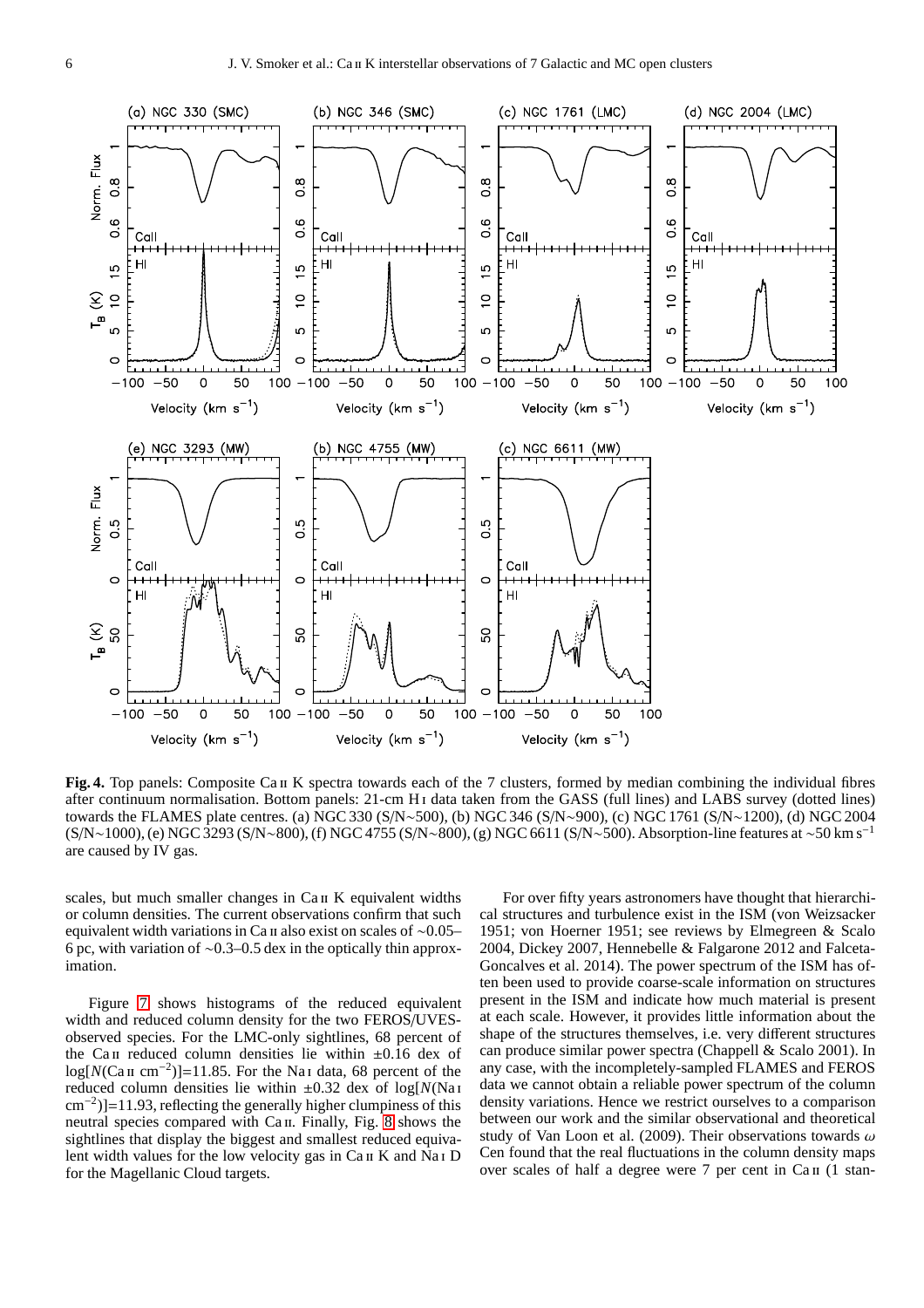**Fig. 4.** Top panels: Composite Ca II K spectra towards each of the 7 clusters, formed by median combining the individual fibres after continuum normalisation. Bottom panels: 21-cm H I data taken from the GASS (full lines) and LABS survey (dotted lines) towards the FLAMES plate centres. (a) NGC 330 (S/N∼500), (b) NGC 346 (S/N∼900), (c) NGC 1761 (S/N∼1200), (d) NGC 2004 (S/N∼1000), (e) NGC 3293 (S/N∼800), (f) NGC 4755 (S/N∼800), (g) NGC 6611 (S/N∼500). Absorption-line features at ∼50 km s$^{-1}$ are caused by IV gas.

scales, but much smaller changes in Ca II K equivalent widths or column densities. The current observations confirm that such equivalent width variations in Ca II also exist on scales of ∼0.05–6 pc, with variation of ∼0.3–0.5 dex in the optically thin approximation.

Figure 7 shows histograms of the reduced equivalent width and reduced column density for the two FEROS/UVES-observed species. For the LMC-only sightlines, 68 percent of the Ca II reduced column densities lie within ±0.16 dex of log[$N$(Ca II cm$^{-2}$)]=11.85. For the Na I data, 68 percent of the reduced column densities lie within ±0.32 dex of log[$N$(Na I cm$^{-2}$)]=11.93, reflecting the generally higher clumpiness of this neutral species compared with Ca II. Finally, Fig. 8 shows the sightlines that display the biggest and smallest reduced equivalent width values for the low velocity gas in Ca II K and Na I D for the Magellanic Cloud targets.

For over fifty years astronomers have thought that hierarchical structures and turbulence exist in the ISM (von Weizsacker 1951; von Hoerner 1951; see reviews by Elmegreen & Scalo 2004, Dickey 2007, Hennebelle & Falgarone 2012 and Falceta-Goncalves et al. 2014). The power spectrum of the ISM has often been used to provide coarse-scale information on structures present in the ISM and indicate how much material is present at each scale. However, it provides little information about the shape of the structures themselves, i.e. very different structures can produce similar power spectra (Chappell & Scalo 2001). In any case, with the incompletely-sampled FLAMES and FEROS data we cannot obtain a reliable power spectrum of the column density variations. Hence we restrict ourselves to a comparison between our work and the similar observational and theoretical study of Van Loon et al. (2009). Their observations towards $\omega$ Cen found that the real fluctuations in the column density maps over scales of half a degree were 7 per cent in Ca II (1 stan-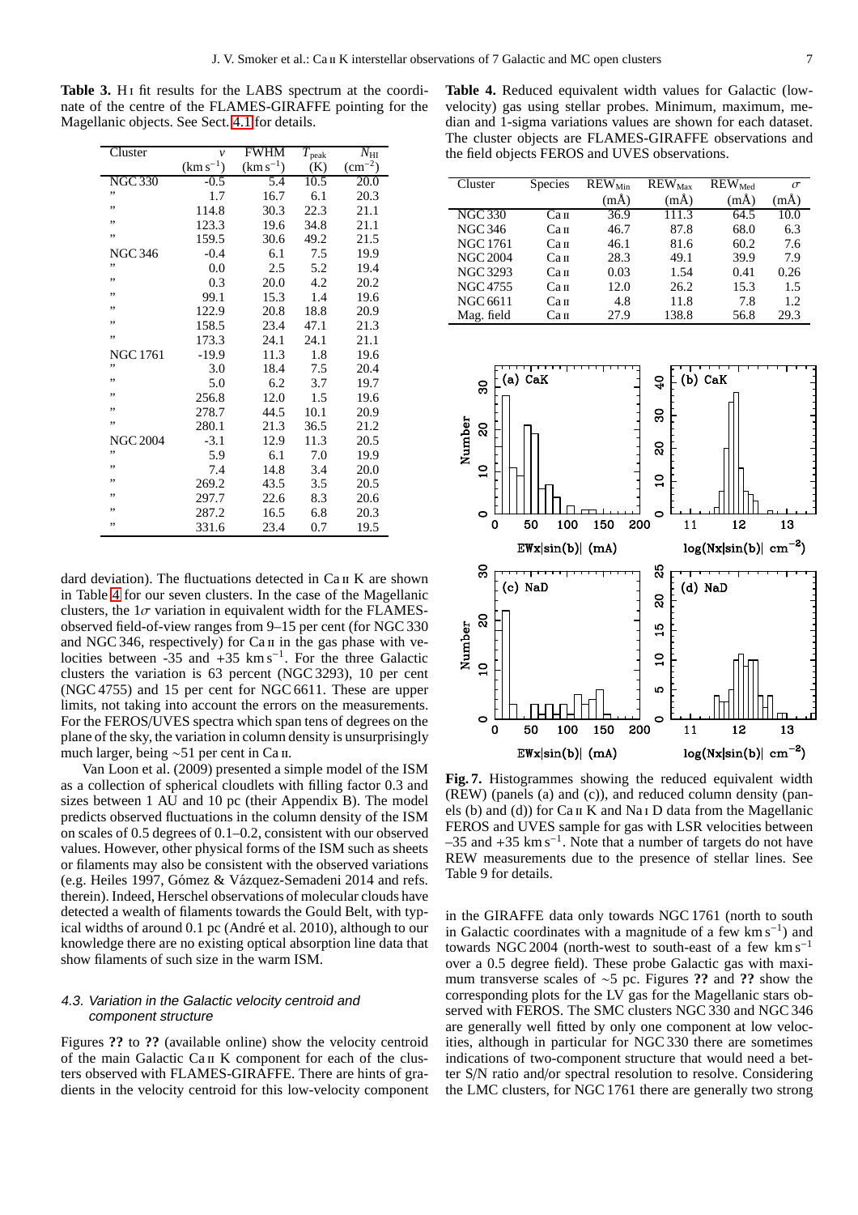**Table 3.** H I fit results for the LABS spectrum at the coordinate of the centre of the FLAMES-GIRAFFE pointing for the Magellanic objects. See Sect. 4.1 for details.

| Cluster | $v$ (km s$^{-1}$) | FWHM (km s$^{-1}$) | $T_{\rm peak}$ (K) | $N_{\rm HI}$ (cm$^{-2}$) |
|---|---|---|---|---|
| NGC 330 | -0.5 | 5.4 | 10.5 | 20.0 |
| " | 1.7 | 16.7 | 6.1 | 20.3 |
| " | 114.8 | 30.3 | 22.3 | 21.1 |
| " | 123.3 | 19.6 | 34.8 | 21.1 |
| " | 159.5 | 30.6 | 49.2 | 21.5 |
| NGC 346 | -0.4 | 6.1 | 7.5 | 19.9 |
| " | 0.0 | 2.5 | 5.2 | 19.4 |
| " | 0.3 | 20.0 | 4.2 | 20.2 |
| " | 99.1 | 15.3 | 1.4 | 19.6 |
| " | 122.9 | 20.8 | 18.8 | 20.9 |
| " | 158.5 | 23.4 | 47.1 | 21.3 |
| " | 173.3 | 24.1 | 24.1 | 21.1 |
| NGC 1761 | -19.9 | 11.3 | 1.8 | 19.6 |
| " | 3.0 | 18.4 | 7.5 | 20.4 |
| " | 5.0 | 6.2 | 3.7 | 19.7 |
| " | 256.8 | 12.0 | 1.5 | 19.6 |
| " | 278.7 | 44.5 | 10.1 | 20.9 |
| " | 280.1 | 21.3 | 36.5 | 21.2 |
| NGC 2004 | -3.1 | 12.9 | 11.3 | 20.5 |
| " | 5.9 | 6.1 | 7.0 | 19.9 |
| " | 7.4 | 14.8 | 3.4 | 20.0 |
| " | 269.2 | 43.5 | 3.5 | 20.5 |
| " | 297.7 | 22.6 | 8.3 | 20.6 |
| " | 287.2 | 16.5 | 6.8 | 20.3 |
| " | 331.6 | 23.4 | 0.7 | 19.5 |

dard deviation). The fluctuations detected in Ca II K are shown in Table 4 for our seven clusters. In the case of the Magellanic clusters, the 1$\sigma$ variation in equivalent width for the FLAMES-observed field-of-view ranges from 9–15 per cent (for NGC 330 and NGC 346, respectively) for Ca II in the gas phase with velocities between -35 and +35 km s$^{-1}$. For the three Galactic clusters the variation is 63 percent (NGC 3293), 10 per cent (NGC 4755) and 15 per cent for NGC 6611. These are upper limits, not taking into account the errors on the measurements. For the FEROS/UVES spectra which span tens of degrees on the plane of the sky, the variation in column density is unsurprisingly much larger, being ∼51 per cent in Ca II.

Van Loon et al. (2009) presented a simple model of the ISM as a collection of spherical cloudlets with filling factor 0.3 and sizes between 1 AU and 10 pc (their Appendix B). The model predicts observed fluctuations in the column density of the ISM on scales of 0.5 degrees of 0.1–0.2, consistent with our observed values. However, other physical forms of the ISM such as sheets or filaments may also be consistent with the observed variations (e.g. Heiles 1997, Gómez & Vázquez-Semadeni 2014 and refs. therein). Indeed, Herschel observations of molecular clouds have detected a wealth of filaments towards the Gould Belt, with typical widths of around 0.1 pc (André et al. 2010), although to our knowledge there are no existing optical absorption line data that show filaments of such size in the warm ISM.

### 4.3. Variation in the Galactic velocity centroid and component structure

Figures **??** to **??** (available online) show the velocity centroid of the main Galactic Ca II K component for each of the clusters observed with FLAMES-GIRAFFE. There are hints of gradients in the velocity centroid for this low-velocity component

**Table 4.** Reduced equivalent width values for Galactic (low-velocity) gas using stellar probes. Minimum, maximum, median and 1-sigma variations values are shown for each dataset. The cluster objects are FLAMES-GIRAFFE observations and the field objects FEROS and UVES observations.

| Cluster | Species | REW$_{\rm Min}$ (mÅ) | REW$_{\rm Max}$ (mÅ) | REW$_{\rm Med}$ (mÅ) | $\sigma$ (mÅ) |
|---|---|---|---|---|---|
| NGC 330 | Ca II | 36.9 | 111.3 | 64.5 | 10.0 |
| NGC 346 | Ca II | 46.7 | 87.8 | 68.0 | 6.3 |
| NGC 1761 | Ca II | 46.1 | 81.6 | 60.2 | 7.6 |
| NGC 2004 | Ca II | 28.3 | 49.1 | 39.9 | 7.9 |
| NGC 3293 | Ca II | 0.03 | 1.54 | 0.41 | 0.26 |
| NGC 4755 | Ca II | 12.0 | 26.2 | 15.3 | 1.5 |
| NGC 6611 | Ca II | 4.8 | 11.8 | 7.8 | 1.2 |
| Mag. field | Ca II | 27.9 | 138.8 | 56.8 | 29.3 |

**Fig. 7.** Histogrammes showing the reduced equivalent width (REW) (panels (a) and (c)), and reduced column density (panels (b) and (d)) for Ca II K and Na I D data from the Magellanic FEROS and UVES sample for gas with LSR velocities between –35 and +35 km s$^{-1}$. Note that a number of targets do not have REW measurements due to the presence of stellar lines. See Table 9 for details.

in the GIRAFFE data only towards NGC 1761 (north to south in Galactic coordinates with a magnitude of a few km s$^{-1}$) and towards NGC 2004 (north-west to south-east of a few km s$^{-1}$ over a 0.5 degree field). These probe Galactic gas with maximum transverse scales of ∼5 pc. Figures **??** and **??** show the corresponding plots for the LV gas for the Magellanic stars observed with FEROS. The SMC clusters NGC 330 and NGC 346 are generally well fitted by only one component at low velocities, although in particular for NGC 330 there are sometimes indications of two-component structure that would need a better S/N ratio and/or spectral resolution to resolve. Considering the LMC clusters, for NGC 1761 there are generally two strong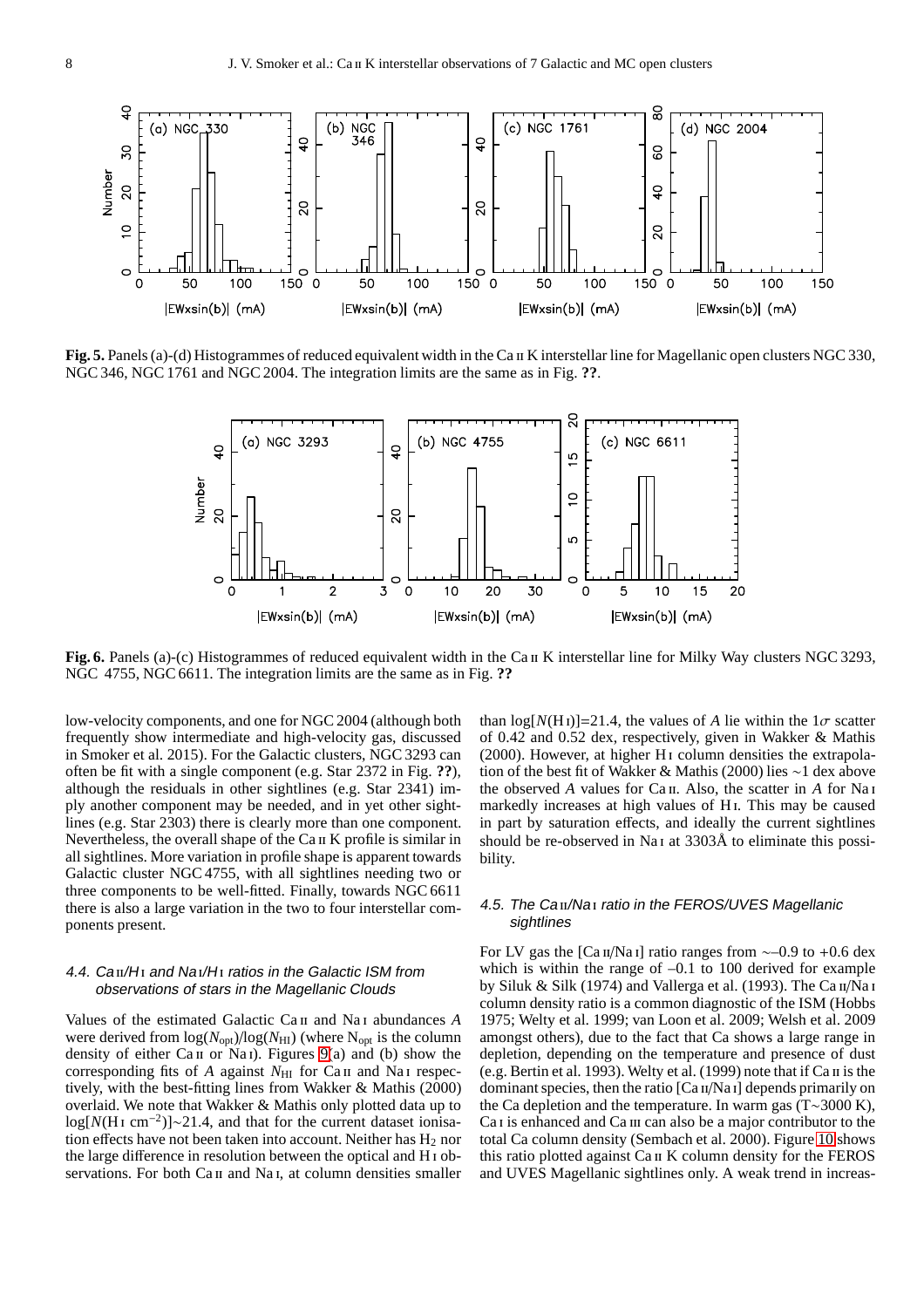**Fig. 5.** Panels (a)-(d) Histogrammes of reduced equivalent width in the Ca II K interstellar line for Magellanic open clusters NGC 330, NGC 346, NGC 1761 and NGC 2004. The integration limits are the same as in Fig. **??**.

**Fig. 6.** Panels (a)-(c) Histogrammes of reduced equivalent width in the Ca II K interstellar line for Milky Way clusters NGC 3293, NGC 4755, NGC 6611. The integration limits are the same as in Fig. **??**

low-velocity components, and one for NGC 2004 (although both frequently show intermediate and high-velocity gas, discussed in Smoker et al. 2015). For the Galactic clusters, NGC 3293 can often be fit with a single component (e.g. Star 2372 in Fig. **??**), although the residuals in other sightlines (e.g. Star 2341) imply another component may be needed, and in yet other sightlines (e.g. Star 2303) there is clearly more than one component. Nevertheless, the overall shape of the Ca II K profile is similar in all sightlines. More variation in profile shape is apparent towards Galactic cluster NGC 4755, with all sightlines needing two or three components to be well-fitted. Finally, towards NGC 6611 there is also a large variation in the two to four interstellar components present.

### 4.4. Ca II/H I and Na I/H I ratios in the Galactic ISM from observations of stars in the Magellanic Clouds

Values of the estimated Galactic Ca II and Na I abundances $A$ were derived from $\log(N_{\rm opt})/\log(N_{\rm HI})$ (where $N_{\rm opt}$ is the column density of either Ca II or Na I). Figures 9(a) and (b) show the corresponding fits of $A$ against $N_{\rm HI}$ for Ca II and Na I respectively, with the best-fitting lines from Wakker & Mathis (2000) overlaid. We note that Wakker & Mathis only plotted data up to $\log[N(\text{H I cm}^{-2})]\sim$21.4, and that for the current dataset ionisation effects have not been taken into account. Neither has $H_2$ nor the large difference in resolution between the optical and H I observations. For both Ca II and Na I, at column densities smaller than $\log[N(\text{H I})]$=21.4, the values of $A$ lie within the $1\sigma$ scatter of 0.42 and 0.52 dex, respectively, given in Wakker & Mathis (2000). However, at higher H I column densities the extrapolation of the best fit of Wakker & Mathis (2000) lies $\sim$1 dex above the observed $A$ values for Ca II. Also, the scatter in $A$ for Na I markedly increases at high values of H I. This may be caused in part by saturation effects, and ideally the current sightlines should be re-observed in Na I at 3303Å to eliminate this possibility.

### 4.5. The Ca II/Na I ratio in the FEROS/UVES Magellanic sightlines

For LV gas the [Ca II/Na I] ratio ranges from $\sim$–0.9 to +0.6 dex which is within the range of –0.1 to 100 derived for example by Siluk & Silk (1974) and Vallerga et al. (1993). The Ca II/Na I column density ratio is a common diagnostic of the ISM (Hobbs 1975; Welty et al. 1999; van Loon et al. 2009; Welsh et al. 2009 amongst others), due to the fact that Ca shows a large range in depletion, depending on the temperature and presence of dust (e.g. Bertin et al. 1993). Welty et al. (1999) note that if Ca II is the dominant species, then the ratio [Ca II/Na I] depends primarily on the Ca depletion and the temperature. In warm gas (T$\sim$3000 K), Ca I is enhanced and Ca III can also be a major contributor to the total Ca column density (Sembach et al. 2000). Figure 10 shows this ratio plotted against Ca II K column density for the FEROS and UVES Magellanic sightlines only. A weak trend in increas-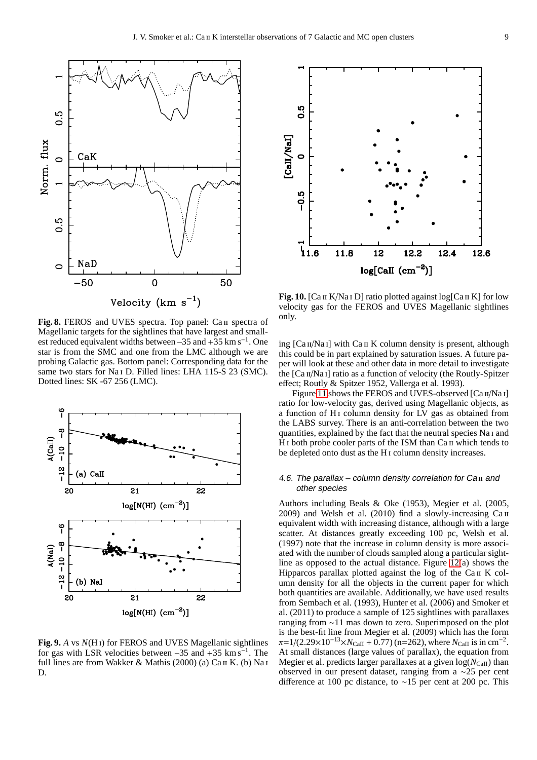**Fig. 8.** FEROS and UVES spectra. Top panel: Ca II spectra of Magellanic targets for the sightlines that have largest and smallest reduced equivalent widths between –35 and +35 km s$^{-1}$. One star is from the SMC and one from the LMC although we are probing Galactic gas. Bottom panel: Corresponding data for the same two stars for Na I D. Filled lines: LHA 115-S 23 (SMC). Dotted lines: SK -67 256 (LMC).

**Fig. 9.** $A$ vs $N$(H I) for FEROS and UVES Magellanic sightlines for gas with LSR velocities between –35 and +35 km s$^{-1}$. The full lines are from Wakker & Mathis (2000) (a) Ca II K. (b) Na I D.

**Fig. 10.** [Ca II K/Na I D] ratio plotted against log[Ca II K] for low velocity gas for the FEROS and UVES Magellanic sightlines only.

ing [Ca II/Na I] with Ca II K column density is present, although this could be in part explained by saturation issues. A future paper will look at these and other data in more detail to investigate the [Ca II/Na I] ratio as a function of velocity (the Routly-Spitzer effect; Routly & Spitzer 1952, Vallerga et al. 1993).

Figure 11 shows the FEROS and UVES-observed [Ca II/Na I] ratio for low-velocity gas, derived using Magellanic objects, as a function of H I column density for LV gas as obtained from the LABS survey. There is an anti-correlation between the two quantities, explained by the fact that the neutral species Na I and H I both probe cooler parts of the ISM than Ca II which tends to be depleted onto dust as the H I column density increases.

### *4.6. The parallax – column density correlation for Ca II and other species*

Authors including Beals & Oke (1953), Megier et al. (2005, 2009) and Welsh et al. (2010) find a slowly-increasing Ca II equivalent width with increasing distance, although with a large scatter. At distances greatly exceeding 100 pc, Welsh et al. (1997) note that the increase in column density is more associated with the number of clouds sampled along a particular sightline as opposed to the actual distance. Figure 12(a) shows the Hipparcos parallax plotted against the log of the Ca II K column density for all the objects in the current paper for which both quantities are available. Additionally, we have used results from Sembach et al. (1993), Hunter et al. (2006) and Smoker et al. (2011) to produce a sample of 125 sightlines with parallaxes ranging from ∼11 mas down to zero. Superimposed on the plot is the best-fit line from Megier et al. (2009) which has the form $\pi$=1/(2.29×10$^{-13}$×$N_{\rm CaII}$ + 0.77) (n=262), where $N_{\rm CaII}$ is in cm$^{-2}$. At small distances (large values of parallax), the equation from Megier et al. predicts larger parallaxes at a given log($N_{\rm CaII}$) than observed in our present dataset, ranging from a ∼25 per cent difference at 100 pc distance, to ∼15 per cent at 200 pc. This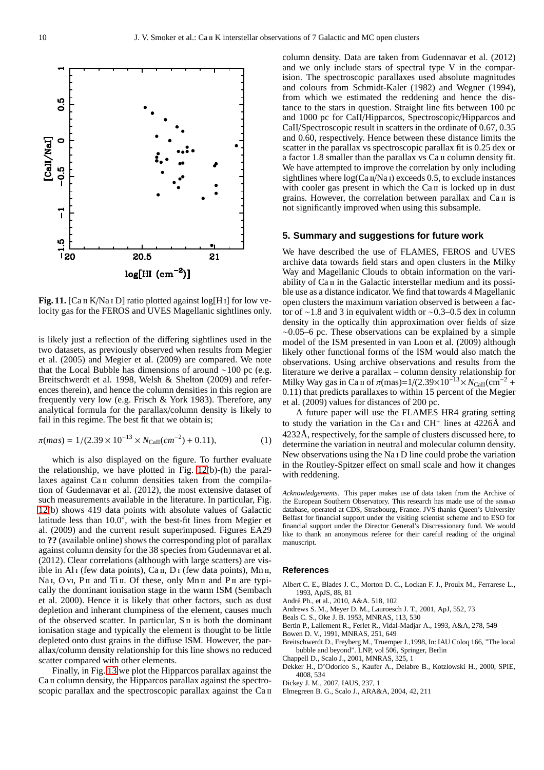**Fig. 11.** [Ca II K/Na I D] ratio plotted against log[H I] for low velocity gas for the FEROS and UVES Magellanic sightlines only.

is likely just a reflection of the differing sightlines used in the two datasets, as previously observed when results from Megier et al. (2005) and Megier et al. (2009) are compared. We note that the Local Bubble has dimensions of around ~100 pc (e.g. Breitschwerdt et al. 1998, Welsh & Shelton (2009) and references therein), and hence the column densities in this region are frequently very low (e.g. Frisch & York 1983). Therefore, any analytical formula for the parallax/column density is likely to fail in this regime. The best fit that we obtain is;

$$\pi(mas) = 1/(2.39 \times 10^{-13} \times N_{\rm CaII}(cm^{-2}) + 0.11), \quad (1)$$

which is also displayed on the figure. To further evaluate the relationship, we have plotted in Fig. 12(b)-(h) the parallaxes against Ca II column densities taken from the compilation of Gudennavar et al. (2012), the most extensive dataset of such measurements available in the literature. In particular, Fig. 12(b) shows 419 data points with absolute values of Galactic latitude less than 10.0°, with the best-fit lines from Megier et al. (2009) and the current result superimposed. Figures EA29 to **??** (available online) shows the corresponding plot of parallax against column density for the 38 species from Gudennavar et al. (2012). Clear correlations (although with large scatters) are visible in Al I (few data points), Ca II, D I (few data points), Mn II, Na I, O VI, P II and Ti II. Of these, only Mn II and P II are typically the dominant ionisation stage in the warm ISM (Sembach et al. 2000). Hence it is likely that other factors, such as dust depletion and inherant clumpiness of the element, causes much of the observed scatter. In particular, S II is both the dominant ionisation stage and typically the element is thought to be little depleted onto dust grains in the diffuse ISM. However, the parallax/column density relationship for this line shows no reduced scatter compared with other elements.

Finally, in Fig. 13 we plot the Hipparcos parallax against the Ca II column density, the Hipparcos parallax against the spectroscopic parallax and the spectroscopic parallax against the Ca II column density. Data are taken from Gudennavar et al. (2012) and we only include stars of spectral type V in the comparision. The spectroscopic parallaxes used absolute magnitudes and colours from Schmidt-Kaler (1982) and Wegner (1994), from which we estimated the reddening and hence the distance to the stars in question. Straight line fits between 100 pc and 1000 pc for CaII/Hipparcos, Spectroscopic/Hipparcos and CaII/Spectroscopic result in scatters in the ordinate of 0.67, 0.35 and 0.60, respectively. Hence between these distance limits the scatter in the parallax vs spectroscopic parallax fit is 0.25 dex or a factor 1.8 smaller than the parallax vs Ca II column density fit. We have attempted to improve the correlation by only including sightlines where log(Ca II/Na I) exceeds 0.5, to exclude instances with cooler gas present in which the Ca II is locked up in dust grains. However, the correlation between parallax and Ca II is not significantly improved when using this subsample.

## 5. Summary and suggestions for future work

We have described the use of FLAMES, FEROS and UVES archive data towards field stars and open clusters in the Milky Way and Magellanic Clouds to obtain information on the variability of Ca II in the Galactic interstellar medium and its possible use as a distance indicator. We find that towards 4 Magellanic open clusters the maximum variation observed is between a factor of ~1.8 and 3 in equivalent width or ~0.3–0.5 dex in column density in the optically thin approximation over fields of size ~0.05–6 pc. These observations can be explained by a simple model of the ISM presented in van Loon et al. (2009) although likely other functional forms of the ISM would also match the observations. Using archive observations and results from the literature we derive a parallax – column density relationship for Milky Way gas in Ca II of $\pi$(mas)=1/(2.39×10$^{-13}$×$N_{\rm CaII}$(cm$^{-2}$ + 0.11) that predicts parallaxes to within 15 percent of the Megier et al. (2009) values for distances of 200 pc.

A future paper will use the FLAMES HR4 grating setting to study the variation in the Ca I and CH$^{+}$ lines at 4226Å and 4232Å, respectively, for the sample of clusters discussed here, to determine the variation in neutral and molecular column density. New observations using the Na I D line could probe the variation in the Routley-Spitzer effect on small scale and how it changes with reddening.

*Acknowledgements.* This paper makes use of data taken from the Archive of the European Southern Observatory. This research has made use of the SIMBAD database, operated at CDS, Strasbourg, France. JVS thanks Queen's University Belfast for financial support under the visiting scientist scheme and to ESO for financial support under the Director General's Discressionary fund. We would like to thank an anonymous referee for their careful reading of the original manuscript.

## References

- Albert C. E., Blades J. C., Morton D. C., Lockan F. J., Proulx M., Ferrarese L., 1993, ApJS, 88, 81
- André Ph., et al., 2010, A&A. 518, 102
- Andrews S. M., Meyer D. M., Lauroesch J. T., 2001, ApJ, 552, 73
- Beals C. S., Oke J. B. 1953, MNRAS, 113, 530
- Bertin P., Lallement R., Ferlet R., Vidal-Madjar A., 1993, A&A, 278, 549
- Bowen D. V., 1991, MNRAS, 251, 649
- Breitschwerdt D., Freyberg M., Truemper J.,1998, In: IAU Coloq 166, "The local bubble and beyond". LNP, vol 506, Springer, Berlin
- Chappell D., Scalo J., 2001, MNRAS, 325, 1
- Dekker H., D'Odorico S., Kaufer A., Delabre B., Kotzlowski H., 2000, SPIE, 4008, 534
- Dickey J. M., 2007, IAUS, 237, 1
- Elmegreen B. G., Scalo J., ARA&A, 2004, 42, 211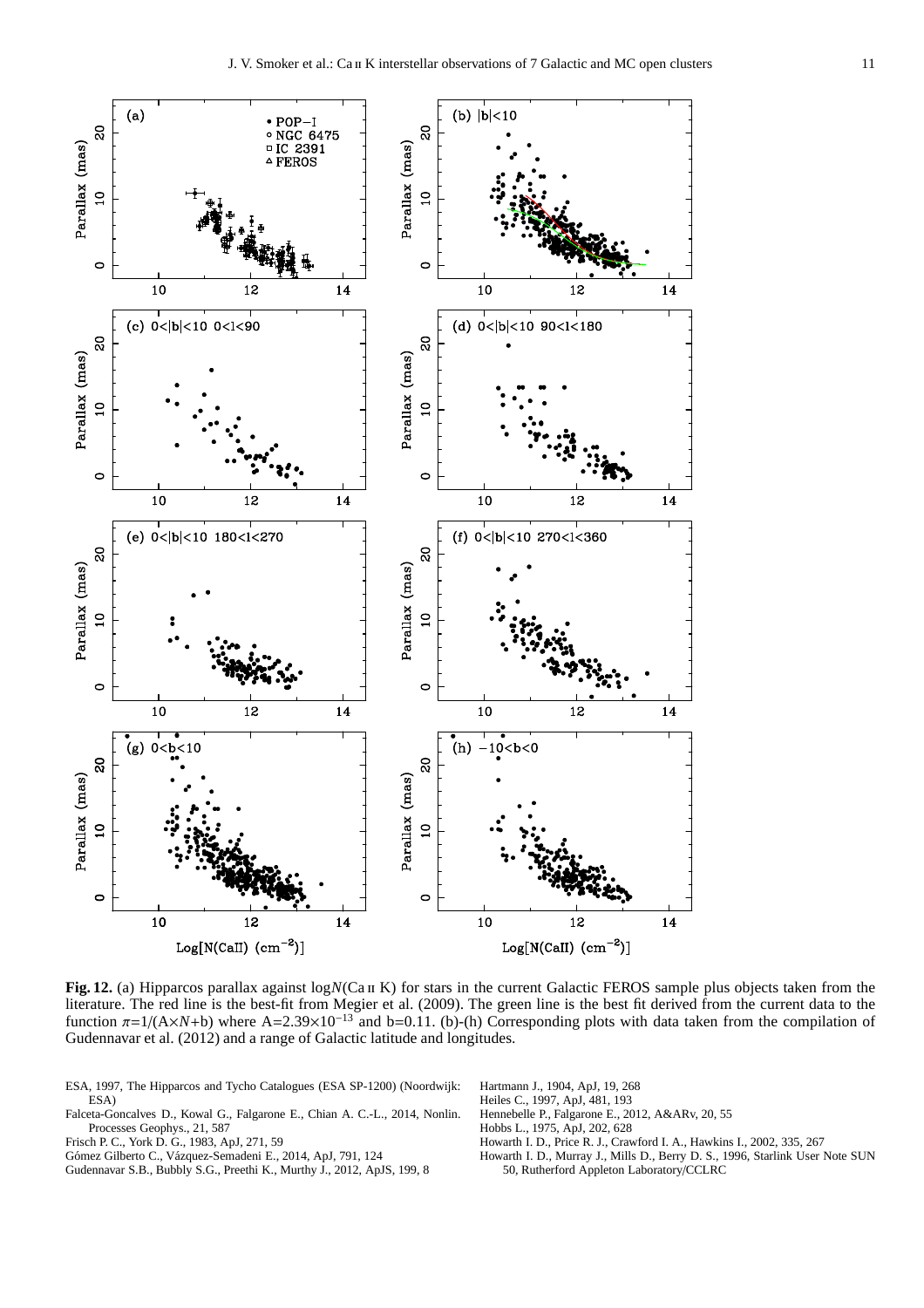**Fig. 12.** (a) Hipparcos parallax against log$N$(Ca II K) for stars in the current Galactic FEROS sample plus objects taken from the literature. The red line is the best-fit from Megier et al. (2009). The green line is the best fit derived from the current data to the function $\pi$=1/(A×$N$+b) where A=2.39×10$^{-13}$ and b=0.11. (b)-(h) Corresponding plots with data taken from the compilation of Gudennavar et al. (2012) and a range of Galactic latitude and longitudes.

ESA, 1997, The Hipparcos and Tycho Catalogues (ESA SP-1200) (Noordwijk: ESA)
Falceta-Goncalves D., Kowal G., Falgarone E., Chian A. C.-L., 2014, Nonlin. Processes Geophys., 21, 587
Frisch P. C., York D. G., 1983, ApJ, 271, 59
Gómez Gilberto C., Vázquez-Semadeni E., 2014, ApJ, 791, 124
Gudennavar S.B., Bubbly S.G., Preethi K., Murthy J., 2012, ApJS, 199, 8
Hartmann J., 1904, ApJ, 19, 268
Heiles C., 1997, ApJ, 481, 193
Hennebelle P., Falgarone E., 2012, A&ARv, 20, 55
Hobbs L., 1975, ApJ, 202, 628
Howarth I. D., Price R. J., Crawford I. A., Hawkins I., 2002, 335, 267
Howarth I. D., Murray J., Mills D., Berry D. S., 1996, Starlink User Note SUN 50, Rutherford Appleton Laboratory/CCLRC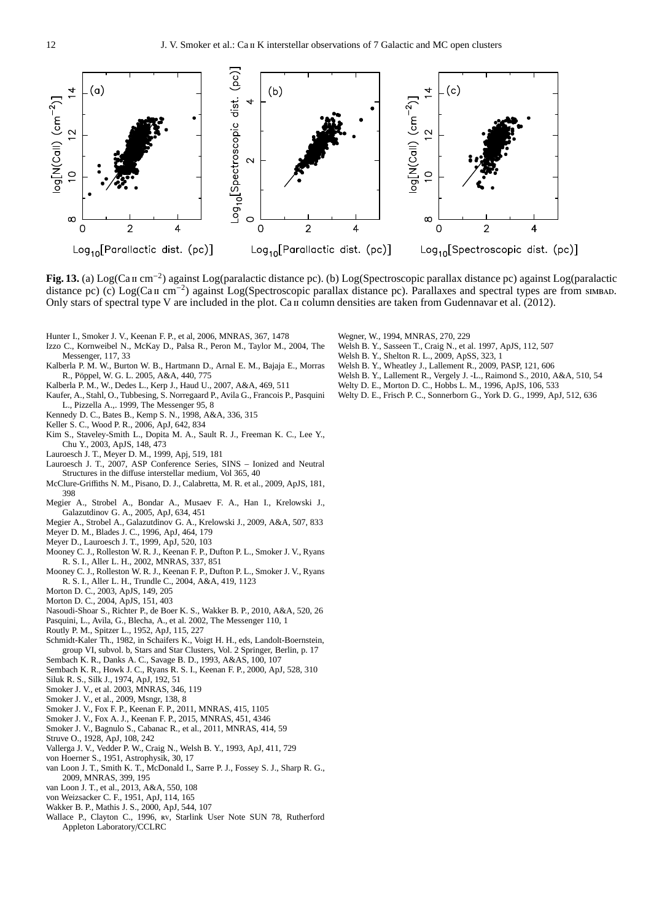(a)

(b)

(c)

log[N(CaII) (cm$^{-2}$)]

Log$_{10}$[Spectroscopic dist. (pc)]

log[N(CaII) (cm$^{-2}$)]

Log$_{10}$[Parallactic dist. (pc)]

Log$_{10}$[Parallactic dist. (pc)]

Log$_{10}$[Spectroscopic dist. (pc)]

8 10 12 14

0 2 4

0 2 4

**Fig. 13.** (a) Log(Ca II cm$^{-2}$) against Log(paralactic distance pc). (b) Log(Spectroscopic parallax distance pc) against Log(paralactic distance pc) (c) Log(Ca II cm$^{-2}$) against Log(Spectroscopic parallax distance pc). Parallaxes and spectral types are from SIMBAD. Only stars of spectral type V are included in the plot. Ca II column densities are taken from Gudennavar et al. (2012).

Hunter I., Smoker J. V., Keenan F. P., et al, 2006, MNRAS, 367, 1478
Izzo C., Kornweibel N., McKay D., Palsa R., Peron M., Taylor M., 2004, The Messenger, 117, 33
Kalberla P. M. W., Burton W. B., Hartmann D., Arnal E. M., Bajaja E., Morras R., Pöppel, W. G. L. 2005, A&A, 440, 775
Kalberla P. M., W., Dedes L., Kerp J., Haud U., 2007, A&A, 469, 511
Kaufer, A., Stahl, O., Tubbesing, S. Norregaard P., Avila G., Francois P., Pasquini L., Pizzella A.,. 1999, The Messenger 95, 8
Kennedy D. C., Bates B., Kemp S. N., 1998, A&A, 336, 315
Keller S. C., Wood P. R., 2006, ApJ, 642, 834
Kim S., Staveley-Smith L., Dopita M. A., Sault R. J., Freeman K. C., Lee Y., Chu Y., 2003, ApJS, 148, 473
Lauroesch J. T., Meyer D. M., 1999, Apj, 519, 181
Lauroesch J. T., 2007, ASP Conference Series, SINS – Ionized and Neutral Structures in the diffuse interstellar medium, Vol 365, 40
McClure-Griffiths N. M., Pisano, D. J., Calabretta, M. R. et al., 2009, ApJS, 181, 398
Megier A., Strobel A., Bondar A., Musaev F. A., Han I., Krelowski J., Galazutdinov G. A., 2005, ApJ, 634, 451
Megier A., Strobel A., Galazutdinov G. A., Krelowski J., 2009, A&A, 507, 833
Meyer D. M., Blades J. C., 1996, ApJ, 464, 179
Meyer D., Lauroesch J. T., 1999, ApJ, 520, 103
Mooney C. J., Rolleston W. R. J., Keenan F. P., Dufton P. L., Smoker J. V., Ryans R. S. I., Aller L. H., 2002, MNRAS, 337, 851
Mooney C. J., Rolleston W. R. J., Keenan F. P., Dufton P. L., Smoker J. V., Ryans R. S. I., Aller L. H., Trundle C., 2004, A&A, 419, 1123
Morton D. C., 2003, ApJS, 149, 205
Morton D. C., 2004, ApJS, 151, 403
Nasoudi-Shoar S., Richter P., de Boer K. S., Wakker B. P., 2010, A&A, 520, 26
Pasquini, L., Avila, G., Blecha, A., et al. 2002, The Messenger 110, 1
Routly P. M., Spitzer L., 1952, ApJ, 115, 227
Schmidt-Kaler Th., 1982, in Schaifers K., Voigt H. H., eds, Landolt-Boernstein, group VI, subvol. b, Stars and Star Clusters, Vol. 2 Springer, Berlin, p. 17
Sembach K. R., Danks A. C., Savage B. D., 1993, A&AS, 100, 107
Sembach K. R., Howk J. C., Ryans R. S. I., Keenan F. P., 2000, ApJ, 528, 310
Siluk R. S., Silk J., 1974, ApJ, 192, 51
Smoker J. V., et al. 2003, MNRAS, 346, 119
Smoker J. V., et al., 2009, Msngr, 138, 8
Smoker J. V., Fox F. P., Keenan F. P., 2011, MNRAS, 415, 1105
Smoker J. V., Fox A. J., Keenan F. P., 2015, MNRAS, 451, 4346
Smoker J. V., Bagnulo S., Cabanac R., et al., 2011, MNRAS, 414, 59
Struve O., 1928, ApJ, 108, 242
Vallerga J. V., Vedder P. W., Craig N., Welsh B. Y., 1993, ApJ, 411, 729
von Hoerner S., 1951, Astrophysik, 30, 17
van Loon J. T., Smith K. T., McDonald I., Sarre P. J., Fossey S. J., Sharp R. G., 2009, MNRAS, 399, 195
van Loon J. T., et al., 2013, A&A, 550, 108
von Weizsacker C. F., 1951, ApJ, 114, 165
Wakker B. P., Mathis J. S., 2000, ApJ, 544, 107
Wallace P., Clayton C., 1996, RV, Starlink User Note SUN 78, Rutherford Appleton Laboratory/CCLRC
Wegner, W., 1994, MNRAS, 270, 229
Welsh B. Y., Sasseen T., Craig N., et al. 1997, ApJS, 112, 507
Welsh B. Y., Shelton R. L., 2009, ApSS, 323, 1
Welsh B. Y., Wheatley J., Lallement R., 2009, PASP, 121, 606
Welsh B. Y., Lallement R., Vergely J. -L., Raimond S., 2010, A&A, 510, 54
Welty D. E., Morton D. C., Hobbs L. M., 1996, ApJS, 106, 533
Welty D. E., Frisch P. C., Sonnerborn G., York D. G., 1999, ApJ, 512, 636